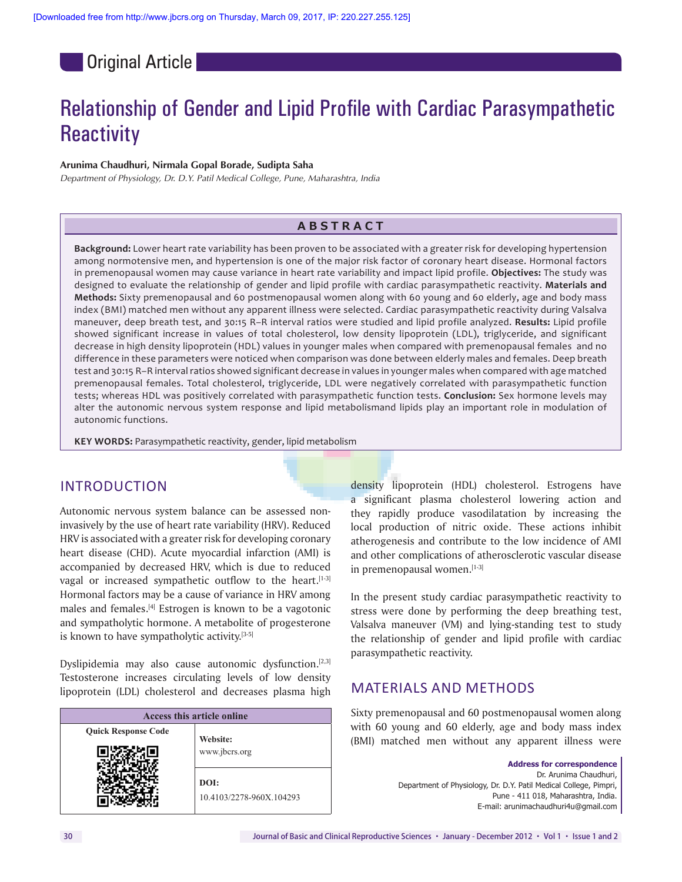Original Article

# Relationship of Gender and Lipid Profile with Cardiac Parasympathetic Reactivity

**Arunima Chaudhuri, Nirmala Gopal Borade, Sudipta Saha**

*Department of Physiology, Dr. D.Y. Patil Medical College, Pune, Maharashtra, India*

## ABSTRACT

**Background:** Lower heart rate variability has been proven to be associated with a greater risk for developing hypertension among normotensive men, and hypertension is one of the major risk factor of coronary heart disease. Hormonal factors in premenopausal women may cause variance in heart rate variability and impact lipid profile. **Objectives:** The study was designed to evaluate the relationship of gender and lipid profile with cardiac parasympathetic reactivity. **Materials and Methods:** Sixty premenopausal and 60 postmenopausal women along with 60 young and 60 elderly, age and body mass index (BMI) matched men without any apparent illness were selected. Cardiac parasympathetic reactivity during Valsalva maneuver, deep breath test, and 30:15 R–R interval ratios were studied and lipid profile analyzed. **Results:** Lipid profile showed significant increase in values of total cholesterol, low density lipoprotein (LDL), triglyceride, and significant decrease in high density lipoprotein (HDL) values in younger males when compared with premenopausal females and no difference in these parameters were noticed when comparison was done between elderly males and females. Deep breath test and 30:15 R–R interval ratios showed significant decrease in values in younger males when compared with age matched premenopausal females. Total cholesterol, triglyceride, LDL were negatively correlated with parasympathetic function tests; whereas HDL was positively correlated with parasympathetic function tests. **Conclusion:** Sex hormone levels may alter the autonomic nervous system response and lipid metabolismand lipids play an important role in modulation of autonomic functions.

**KEY WORDS:** Parasympathetic reactivity, gender, lipid metabolism

## INTRODUCTION

Autonomic nervous system balance can be assessed non-invasively by the use of heart rate variability (HRV). Reduced HRV is associated with a greater risk for developing coronary heart disease (CHD). Acute myocardial infarction (AMI) is accompanied by decreased HRV, which is due to reduced vagal or increased sympathetic outflow to the heart.[1-3] Hormonal factors may be a cause of variance in HRV among males and females.[4] Estrogen is known to be a vagotonic and sympatholytic hormone. A metabolite of progesterone is known to have sympatholytic activity.[3-5]

Dyslipidemia may also cause autonomic dysfunction.[2,3] Testosterone increases circulating levels of low density lipoprotein (LDL) cholesterol and decreases plasma high density lipoprotein (HDL) cholesterol. Estrogens have a significant plasma cholesterol lowering action and they rapidly produce vasodilatation by increasing the local production of nitric oxide. These actions inhibit atherogenesis and contribute to the low incidence of AMI and other complications of atherosclerotic vascular disease in premenopausal women.[1-3]

In the present study cardiac parasympathetic reactivity to stress were done by performing the deep breathing test, Valsalva maneuver (VM) and lying-standing test to study the relationship of gender and lipid profile with cardiac parasympathetic reactivity.

## MATERIALS AND METHODS

Sixty premenopausal and 60 postmenopausal women along with 60 young and 60 elderly, age and body mass index (BMI) matched men without any apparent illness were

| Access this article online | |
|---|---|
| Quick Response Code | Website: www.jbcrs.org |
| | DOI: 10.4103/2278-960X.104293 |

**Address for correspondence**
Dr. Arunima Chaudhuri,
Department of Physiology, Dr. D.Y. Patil Medical College, Pimpri, Pune - 411 018, Maharashtra, India.
E-mail: arunimachaudhuri4u@gmail.com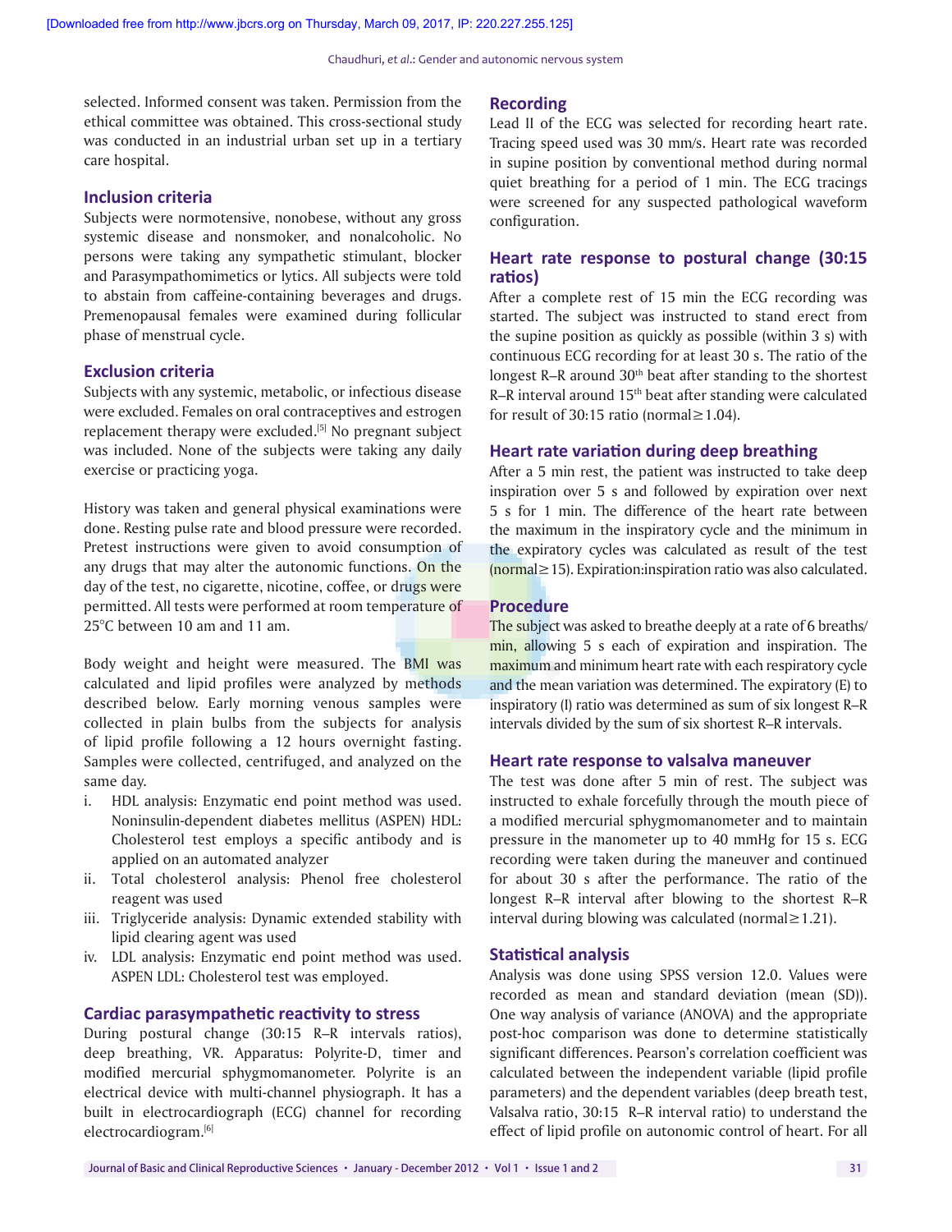selected. Informed consent was taken. Permission from the ethical committee was obtained. This cross-sectional study was conducted in an industrial urban set up in a tertiary care hospital.

### Inclusion criteria

Subjects were normotensive, nonobese, without any gross systemic disease and nonsmoker, and nonalcoholic. No persons were taking any sympathetic stimulant, blocker and Parasympathomimetics or lytics. All subjects were told to abstain from caffeine-containing beverages and drugs. Premenopausal females were examined during follicular phase of menstrual cycle.

### Exclusion criteria

Subjects with any systemic, metabolic, or infectious disease were excluded. Females on oral contraceptives and estrogen replacement therapy were excluded.[5] No pregnant subject was included. None of the subjects were taking any daily exercise or practicing yoga.

History was taken and general physical examinations were done. Resting pulse rate and blood pressure were recorded. Pretest instructions were given to avoid consumption of any drugs that may alter the autonomic functions. On the day of the test, no cigarette, nicotine, coffee, or drugs were permitted. All tests were performed at room temperature of 25°C between 10 am and 11 am.

Body weight and height were measured. The BMI was calculated and lipid profiles were analyzed by methods described below. Early morning venous samples were collected in plain bulbs from the subjects for analysis of lipid profile following a 12 hours overnight fasting. Samples were collected, centrifuged, and analyzed on the same day.

i. HDL analysis: Enzymatic end point method was used. Noninsulin-dependent diabetes mellitus (ASPEN) HDL: Cholesterol test employs a specific antibody and is applied on an automated analyzer
ii. Total cholesterol analysis: Phenol free cholesterol reagent was used
iii. Triglyceride analysis: Dynamic extended stability with lipid clearing agent was used
iv. LDL analysis: Enzymatic end point method was used. ASPEN LDL: Cholesterol test was employed.

### Cardiac parasympathetic reactivity to stress

During postural change (30:15 R–R intervals ratios), deep breathing, VR. Apparatus: Polyrite-D, timer and modified mercurial sphygmomanometer. Polyrite is an electrical device with multi-channel physiograph. It has a built in electrocardiograph (ECG) channel for recording electrocardiogram.[6]

### Recording

Lead II of the ECG was selected for recording heart rate. Tracing speed used was 30 mm/s. Heart rate was recorded in supine position by conventional method during normal quiet breathing for a period of 1 min. The ECG tracings were screened for any suspected pathological waveform configuration.

### Heart rate response to postural change (30:15 ratios)

After a complete rest of 15 min the ECG recording was started. The subject was instructed to stand erect from the supine position as quickly as possible (within 3 s) with continuous ECG recording for at least 30 s. The ratio of the longest R–R around 30th beat after standing to the shortest R–R interval around 15th beat after standing were calculated for result of 30:15 ratio (normal≥1.04).

### Heart rate variation during deep breathing

After a 5 min rest, the patient was instructed to take deep inspiration over 5 s and followed by expiration over next 5 s for 1 min. The difference of the heart rate between the maximum in the inspiratory cycle and the minimum in the expiratory cycles was calculated as result of the test (normal≥15). Expiration:inspiration ratio was also calculated.

### Procedure

The subject was asked to breathe deeply at a rate of 6 breaths/min, allowing 5 s each of expiration and inspiration. The maximum and minimum heart rate with each respiratory cycle and the mean variation was determined. The expiratory (E) to inspiratory (I) ratio was determined as sum of six longest R–R intervals divided by the sum of six shortest R–R intervals.

### Heart rate response to valsalva maneuver

The test was done after 5 min of rest. The subject was instructed to exhale forcefully through the mouth piece of a modified mercurial sphygmomanometer and to maintain pressure in the manometer up to 40 mmHg for 15 s. ECG recording were taken during the maneuver and continued for about 30 s after the performance. The ratio of the longest R–R interval after blowing to the shortest R–R interval during blowing was calculated (normal≥1.21).

### Statistical analysis

Analysis was done using SPSS version 12.0. Values were recorded as mean and standard deviation (mean (SD)). One way analysis of variance (ANOVA) and the appropriate post-hoc comparison was done to determine statistically significant differences. Pearson's correlation coefficient was calculated between the independent variable (lipid profile parameters) and the dependent variables (deep breath test, Valsalva ratio, 30:15 R–R interval ratio) to understand the effect of lipid profile on autonomic control of heart. For all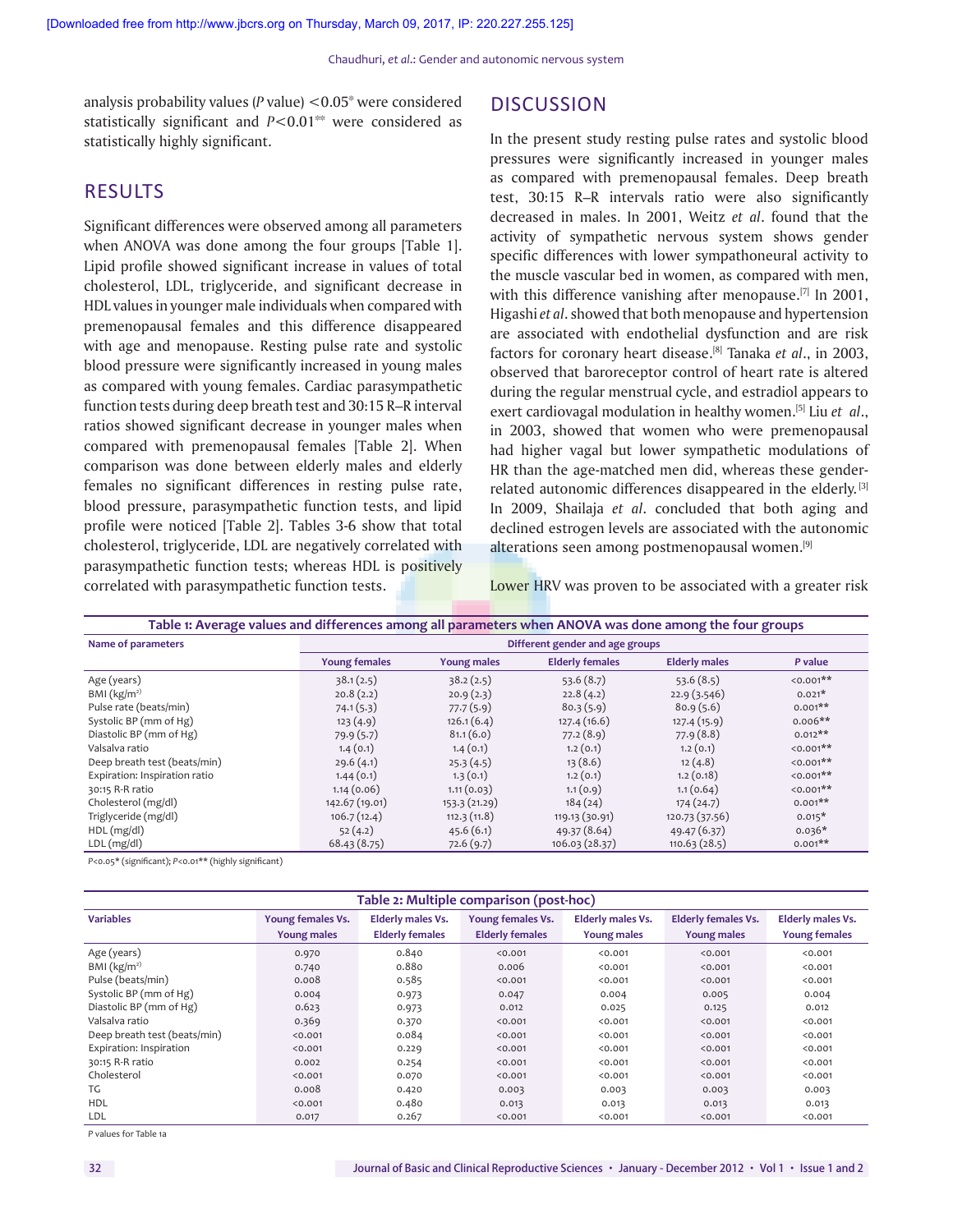analysis probability values (*P* value) <0.05* were considered statistically significant and *P*<0.01** were considered as statistically highly significant.

## RESULTS

Significant differences were observed among all parameters when ANOVA was done among the four groups [Table 1]. Lipid profile showed significant increase in values of total cholesterol, LDL, triglyceride, and significant decrease in HDL values in younger male individuals when compared with premenopausal females and this difference disappeared with age and menopause. Resting pulse rate and systolic blood pressure were significantly increased in young males as compared with young females. Cardiac parasympathetic function tests during deep breath test and 30:15 R–R interval ratios showed significant decrease in younger males when compared with premenopausal females [Table 2]. When comparison was done between elderly males and elderly females no significant differences in resting pulse rate, blood pressure, parasympathetic function tests, and lipid profile were noticed [Table 2]. Tables 3-6 show that total cholesterol, triglyceride, LDL are negatively correlated with parasympathetic function tests; whereas HDL is positively correlated with parasympathetic function tests.

## DISCUSSION

In the present study resting pulse rates and systolic blood pressures were significantly increased in younger males as compared with premenopausal females. Deep breath test, 30:15 R–R intervals ratio were also significantly decreased in males. In 2001, Weitz *et al*. found that the activity of sympathetic nervous system shows gender specific differences with lower sympathoneural activity to the muscle vascular bed in women, as compared with men, with this difference vanishing after menopause.[7] In 2001, Higashi *et al*. showed that both menopause and hypertension are associated with endothelial dysfunction and are risk factors for coronary heart disease.[8] Tanaka *et al*., in 2003, observed that baroreceptor control of heart rate is altered during the regular menstrual cycle, and estradiol appears to exert cardiovagal modulation in healthy women.[5] Liu *et al*., in 2003, showed that women who were premenopausal had higher vagal but lower sympathetic modulations of HR than the age-matched men did, whereas these gender-related autonomic differences disappeared in the elderly.[3] In 2009, Shailaja *et al*. concluded that both aging and declined estrogen levels are associated with the autonomic alterations seen among postmenopausal women.[9]

Lower HRV was proven to be associated with a greater risk

**Table 1: Average values and differences among all parameters when ANOVA was done among the four groups**

| Name of parameters | Different gender and age groups | | | | |
|---|---|---|---|---|---|
| | Young females | Young males | Elderly females | Elderly males | P value |
| Age (years) | 38.1 (2.5) | 38.2 (2.5) | 53.6 (8.7) | 53.6 (8.5) | <0.001** |
| BMI (kg/m$^2$) | 20.8 (2.2) | 20.9 (2.3) | 22.8 (4.2) | 22.9 (3.546) | 0.021* |
| Pulse rate (beats/min) | 74.1 (5.3) | 77.7 (5.9) | 80.3 (5.9) | 80.9 (5.6) | 0.001** |
| Systolic BP (mm of Hg) | 123 (4.9) | 126.1 (6.4) | 127.4 (16.6) | 127.4 (15.9) | 0.006** |
| Diastolic BP (mm of Hg) | 79.9 (5.7) | 81.1 (6.0) | 77.2 (8.9) | 77.9 (8.8) | 0.012** |
| Valsalva ratio | 1.4 (0.1) | 1.4 (0.1) | 1.2 (0.1) | 1.2 (0.1) | <0.001** |
| Deep breath test (beats/min) | 29.6 (4.1) | 25.3 (4.5) | 13 (8.6) | 12 (4.8) | <0.001** |
| Expiration: Inspiration ratio | 1.44 (0.1) | 1.3 (0.1) | 1.2 (0.1) | 1.2 (0.18) | <0.001** |
| 30:15 R-R ratio | 1.14 (0.06) | 1.11 (0.03) | 1.1 (0.9) | 1.1 (0.64) | <0.001** |
| Cholesterol (mg/dl) | 142.67 (19.01) | 153.3 (21.29) | 184 (24) | 174 (24.7) | 0.001** |
| Triglyceride (mg/dl) | 106.7 (12.4) | 112.3 (11.8) | 119.13 (30.91) | 120.73 (37.56) | 0.015* |
| HDL (mg/dl) | 52 (4.2) | 45.6 (6.1) | 49.37 (8.64) | 49.47 (6.37) | 0.036* |
| LDL (mg/dl) | 68.43 (8.75) | 72.6 (9.7) | 106.03 (28.37) | 110.63 (28.5) | 0.001** |

*P*<0.05* (significant); *P*<0.01** (highly significant)

**Table 2: Multiple comparison (post-hoc)**

| Variables | Young females Vs. Young males | Elderly males Vs. Elderly females | Young females Vs. Elderly females | Elderly males Vs. Young males | Elderly females Vs. Young males | Elderly males Vs. Young females |
|---|---|---|---|---|---|---|
| Age (years) | 0.970 | 0.840 | <0.001 | <0.001 | <0.001 | <0.001 |
| BMI (kg/m$^2$) | 0.740 | 0.880 | 0.006 | <0.001 | <0.001 | <0.001 |
| Pulse (beats/min) | 0.008 | 0.585 | <0.001 | <0.001 | <0.001 | <0.001 |
| Systolic BP (mm of Hg) | 0.004 | 0.973 | 0.047 | 0.004 | 0.005 | 0.004 |
| Diastolic BP (mm of Hg) | 0.623 | 0.973 | 0.012 | 0.025 | 0.125 | 0.012 |
| Valsalva ratio | 0.369 | 0.370 | <0.001 | <0.001 | <0.001 | <0.001 |
| Deep breath test (beats/min) | <0.001 | 0.084 | <0.001 | <0.001 | <0.001 | <0.001 |
| Expiration: Inspiration | <0.001 | 0.229 | <0.001 | <0.001 | <0.001 | <0.001 |
| 30:15 R-R ratio | 0.002 | 0.254 | <0.001 | <0.001 | <0.001 | <0.001 |
| Cholesterol | <0.001 | 0.070 | <0.001 | <0.001 | <0.001 | <0.001 |
| TG | 0.008 | 0.420 | 0.003 | 0.003 | 0.003 | 0.003 |
| HDL | <0.001 | 0.480 | 0.013 | 0.013 | 0.013 | 0.013 |
| LDL | 0.017 | 0.267 | <0.001 | <0.001 | <0.001 | <0.001 |

P values for Table 1a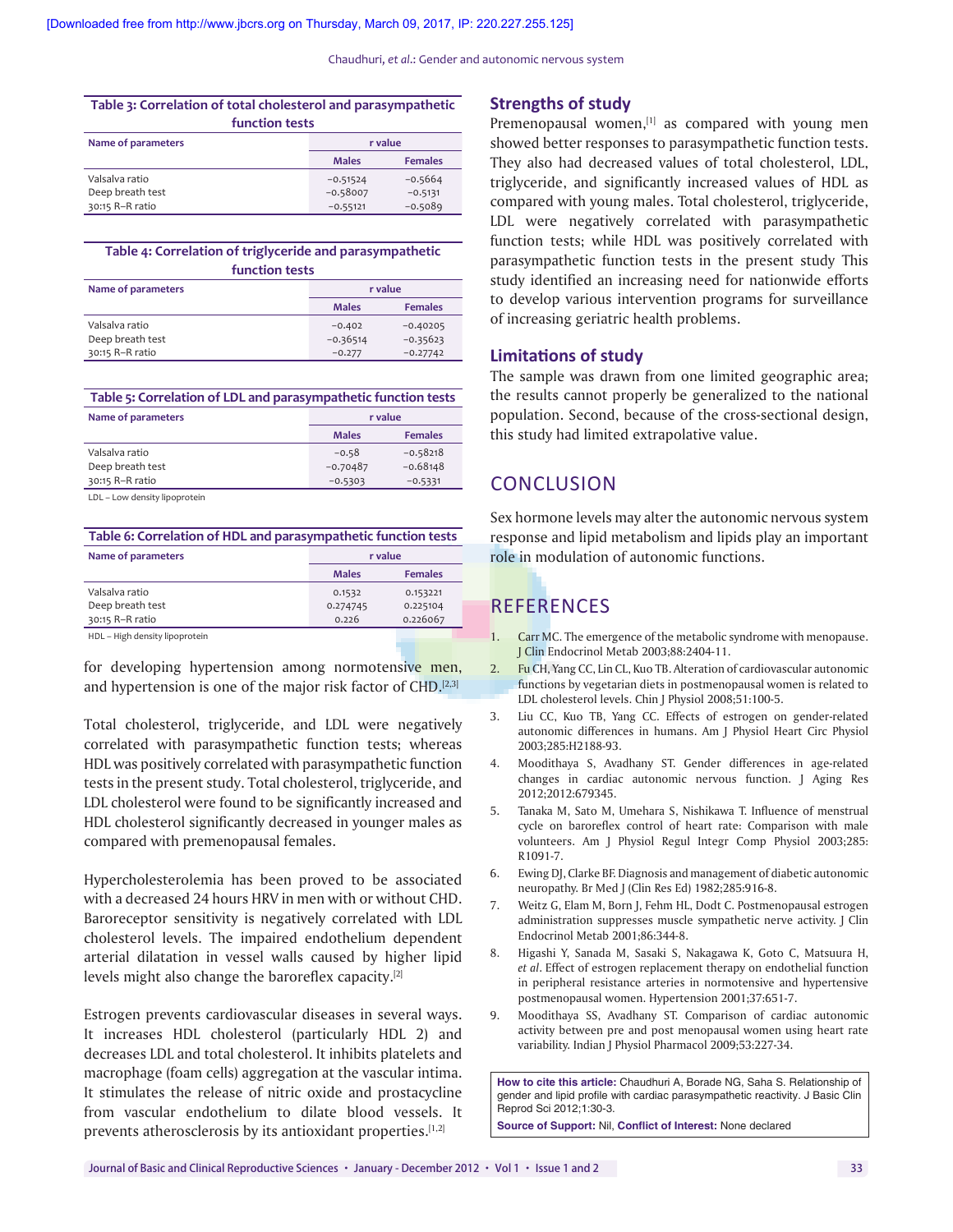**Table 3: Correlation of total cholesterol and parasympathetic function tests**

| Name of parameters | r value | |
|---|---|---|
| | Males | Females |
| Valsalva ratio | −0.51524 | −0.5664 |
| Deep breath test | −0.58007 | −0.5131 |
| 30:15 R–R ratio | −0.55121 | −0.5089 |

**Table 4: Correlation of triglyceride and parasympathetic function tests**

| Name of parameters | r value | |
|---|---|---|
| | Males | Females |
| Valsalva ratio | −0.402 | −0.40205 |
| Deep breath test | −0.36514 | −0.35623 |
| 30:15 R–R ratio | −0.277 | −0.27742 |

**Table 5: Correlation of LDL and parasympathetic function tests**

| Name of parameters | r value | |
|---|---|---|
| | Males | Females |
| Valsalva ratio | −0.58 | −0.58218 |
| Deep breath test | −0.70487 | −0.68148 |
| 30:15 R–R ratio | −0.5303 | −0.5331 |

LDL – Low density lipoprotein

**Table 6: Correlation of HDL and parasympathetic function tests**

| Name of parameters | r value | |
|---|---|---|
| | Males | Females |
| Valsalva ratio | 0.1532 | 0.153221 |
| Deep breath test | 0.274745 | 0.225104 |
| 30:15 R–R ratio | 0.226 | 0.226067 |

HDL – High density lipoprotein

for developing hypertension among normotensive men, and hypertension is one of the major risk factor of CHD.[2,3]

Total cholesterol, triglyceride, and LDL were negatively correlated with parasympathetic function tests; whereas HDL was positively correlated with parasympathetic function tests in the present study. Total cholesterol, triglyceride, and LDL cholesterol were found to be significantly increased and HDL cholesterol significantly decreased in younger males as compared with premenopausal females.

Hypercholesterolemia has been proved to be associated with a decreased 24 hours HRV in men with or without CHD. Baroreceptor sensitivity is negatively correlated with LDL cholesterol levels. The impaired endothelium dependent arterial dilatation in vessel walls caused by higher lipid levels might also change the baroreflex capacity.[2]

Estrogen prevents cardiovascular diseases in several ways. It increases HDL cholesterol (particularly HDL 2) and decreases LDL and total cholesterol. It inhibits platelets and macrophage (foam cells) aggregation at the vascular intima. It stimulates the release of nitric oxide and prostacycline from vascular endothelium to dilate blood vessels. It prevents atherosclerosis by its antioxidant properties.[1,2]

## Strengths of study

Premenopausal women,[1] as compared with young men showed better responses to parasympathetic function tests. They also had decreased values of total cholesterol, LDL, triglyceride, and significantly increased values of HDL as compared with young males. Total cholesterol, triglyceride, LDL were negatively correlated with parasympathetic function tests; while HDL was positively correlated with parasympathetic function tests in the present study This study identified an increasing need for nationwide efforts to develop various intervention programs for surveillance of increasing geriatric health problems.

## Limitations of study

The sample was drawn from one limited geographic area; the results cannot properly be generalized to the national population. Second, because of the cross-sectional design, this study had limited extrapolative value.

# CONCLUSION

Sex hormone levels may alter the autonomic nervous system response and lipid metabolism and lipids play an important role in modulation of autonomic functions.

# REFERENCES

1. Carr MC. The emergence of the metabolic syndrome with menopause. J Clin Endocrinol Metab 2003;88:2404-11.
2. Fu CH, Yang CC, Lin CL, Kuo TB. Alteration of cardiovascular autonomic functions by vegetarian diets in postmenopausal women is related to LDL cholesterol levels. Chin J Physiol 2008;51:100-5.
3. Liu CC, Kuo TB, Yang CC. Effects of estrogen on gender-related autonomic differences in humans. Am J Physiol Heart Circ Physiol 2003;285:H2188-93.
4. Moodithaya S, Avadhany ST. Gender differences in age-related changes in cardiac autonomic nervous function. J Aging Res 2012;2012:679345.
5. Tanaka M, Sato M, Umehara S, Nishikawa T. Influence of menstrual cycle on baroreflex control of heart rate: Comparison with male volunteers. Am J Physiol Regul Integr Comp Physiol 2003;285: R1091-7.
6. Ewing DJ, Clarke BF. Diagnosis and management of diabetic autonomic neuropathy. Br Med J (Clin Res Ed) 1982;285:916-8.
7. Weitz G, Elam M, Born J, Fehm HL, Dodt C. Postmenopausal estrogen administration suppresses muscle sympathetic nerve activity. J Clin Endocrinol Metab 2001;86:344-8.
8. Higashi Y, Sanada M, Sasaki S, Nakagawa K, Goto C, Matsuura H, *et al*. Effect of estrogen replacement therapy on endothelial function in peripheral resistance arteries in normotensive and hypertensive postmenopausal women. Hypertension 2001;37:651-7.
9. Moodithaya SS, Avadhany ST. Comparison of cardiac autonomic activity between pre and post menopausal women using heart rate variability. Indian J Physiol Pharmacol 2009;53:227-34.

**How to cite this article:** Chaudhuri A, Borade NG, Saha S. Relationship of gender and lipid profile with cardiac parasympathetic reactivity. J Basic Clin Reprod Sci 2012;1:30-3.

**Source of Support:** Nil, **Conflict of Interest:** None declared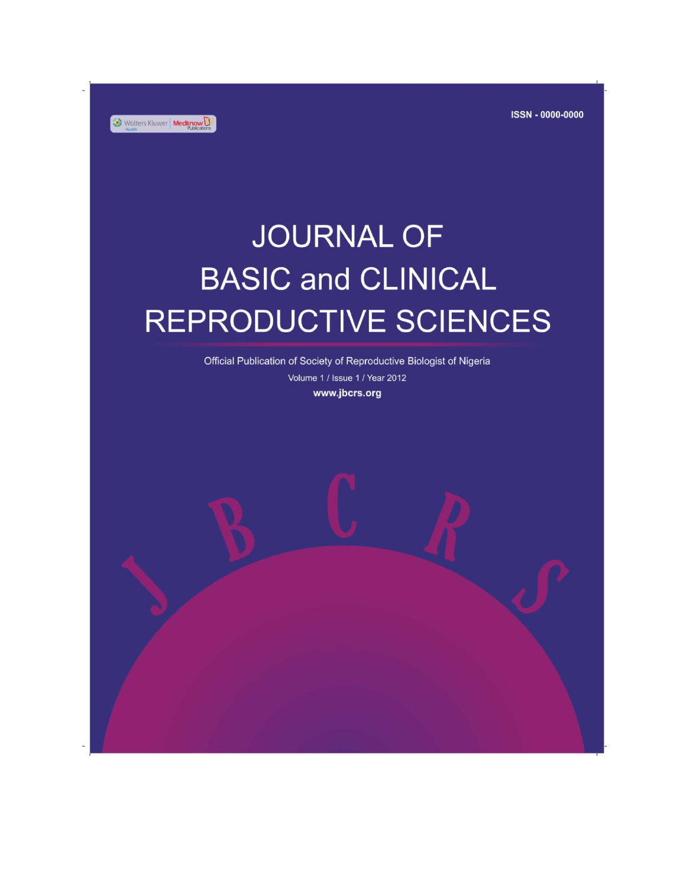ISSN - 0000-0000

# JOURNAL OF BASIC and CLINICAL REPRODUCTIVE SCIENCES

Official Publication of Society of Reproductive Biologist of Nigeria

Volume 1 / Issue 1 / Year 2012

**www.jbcrs.org**

JBCRS